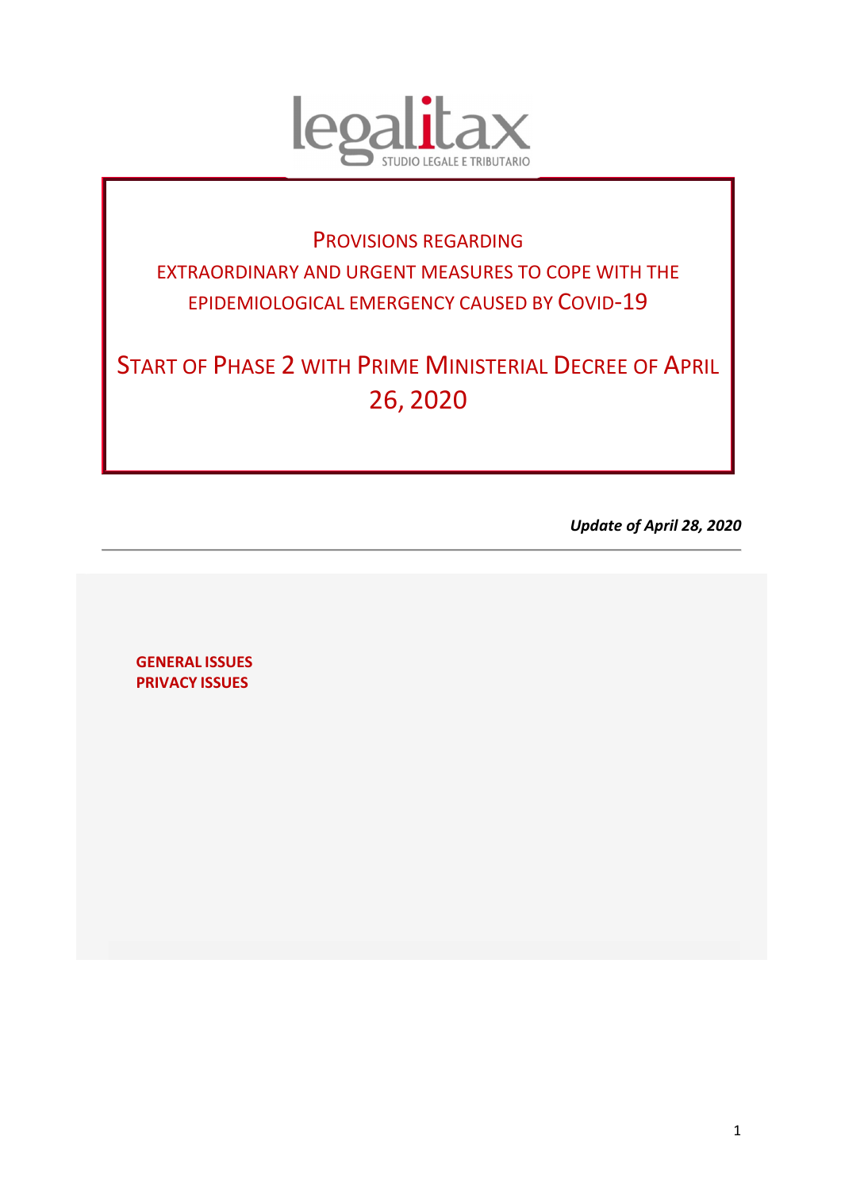legalitax
STUDIO LEGALE E TRIBUTARIO

# PROVISIONS REGARDING EXTRAORDINARY AND URGENT MEASURES TO COPE WITH THE EPIDEMIOLOGICAL EMERGENCY CAUSED BY COVID-19

# START OF PHASE 2 WITH PRIME MINISTERIAL DECREE OF APRIL 26, 2020

***Update of April 28, 2020***

---

**GENERAL ISSUES**
**PRIVACY ISSUES**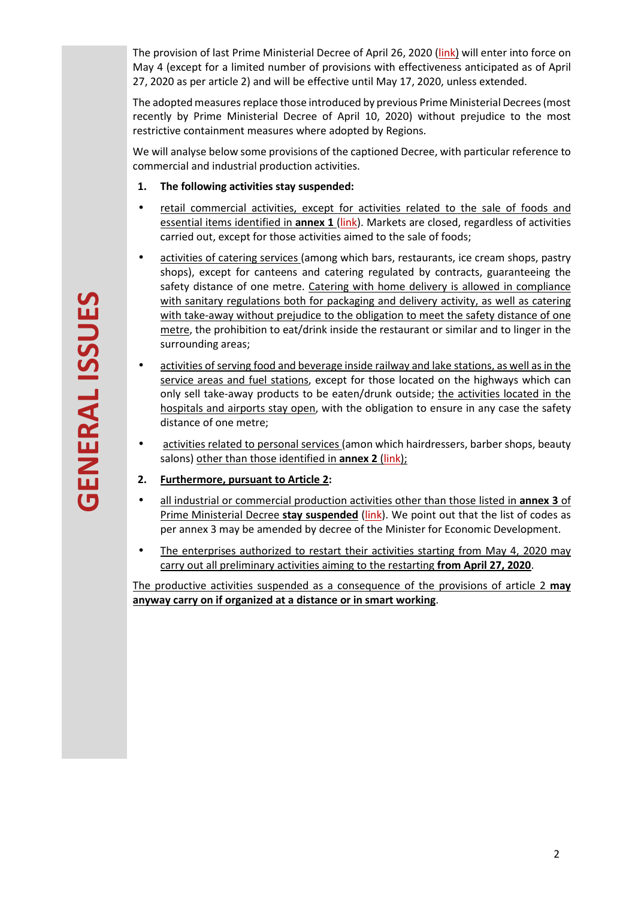# GENERAL ISSUES

The provision of last Prime Ministerial Decree of April 26, 2020 (link) will enter into force on May 4 (except for a limited number of provisions with effectiveness anticipated as of April 27, 2020 as per article 2) and will be effective until May 17, 2020, unless extended.

The adopted measures replace those introduced by previous Prime Ministerial Decrees (most recently by Prime Ministerial Decree of April 10, 2020) without prejudice to the most restrictive containment measures where adopted by Regions.

We will analyse below some provisions of the captioned Decree, with particular reference to commercial and industrial production activities.

1. **The following activities stay suspended:**

- retail commercial activities, except for activities related to the sale of foods and essential items identified in **annex 1** (link). Markets are closed, regardless of activities carried out, except for those activities aimed to the sale of foods;
- activities of catering services (among which bars, restaurants, ice cream shops, pastry shops), except for canteens and catering regulated by contracts, guaranteeing the safety distance of one metre. Catering with home delivery is allowed in compliance with sanitary regulations both for packaging and delivery activity, as well as catering with take-away without prejudice to the obligation to meet the safety distance of one metre, the prohibition to eat/drink inside the restaurant or similar and to linger in the surrounding areas;
- activities of serving food and beverage inside railway and lake stations, as well as in the service areas and fuel stations, except for those located on the highways which can only sell take-away products to be eaten/drunk outside; the activities located in the hospitals and airports stay open, with the obligation to ensure in any case the safety distance of one metre;
- activities related to personal services (amon which hairdressers, barber shops, beauty salons) other than those identified in **annex 2** (link);

2. **Furthermore, pursuant to Article 2:**

- all industrial or commercial production activities other than those listed in **annex 3** of Prime Ministerial Decree **stay suspended** (link). We point out that the list of codes as per annex 3 may be amended by decree of the Minister for Economic Development.
- The enterprises authorized to restart their activities starting from May 4, 2020 may carry out all preliminary activities aiming to the restarting **from April 27, 2020**.

The productive activities suspended as a consequence of the provisions of article 2 **may anyway carry on if organized at a distance or in smart working**.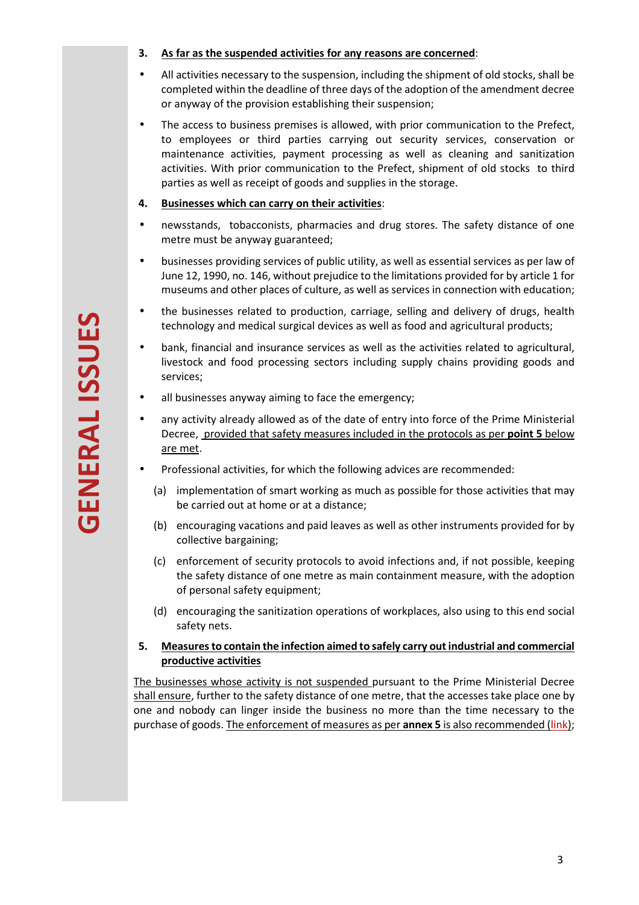GENERAL ISSUES

3. **<u>As far as the suspended activities for any reasons are concerned</u>**:

- All activities necessary to the suspension, including the shipment of old stocks, shall be completed within the deadline of three days of the adoption of the amendment decree or anyway of the provision establishing their suspension;
- The access to business premises is allowed, with prior communication to the Prefect, to employees or third parties carrying out security services, conservation or maintenance activities, payment processing as well as cleaning and sanitization activities. With prior communication to the Prefect, shipment of old stocks to third parties as well as receipt of goods and supplies in the storage.

4. **<u>Businesses which can carry on their activities</u>**:

- newsstands, tobacconists, pharmacies and drug stores. The safety distance of one metre must be anyway guaranteed;
- businesses providing services of public utility, as well as essential services as per law of June 12, 1990, no. 146, without prejudice to the limitations provided for by article 1 for museums and other places of culture, as well as services in connection with education;
- the businesses related to production, carriage, selling and delivery of drugs, health technology and medical surgical devices as well as food and agricultural products;
- bank, financial and insurance services as well as the activities related to agricultural, livestock and food processing sectors including supply chains providing goods and services;
- all businesses anyway aiming to face the emergency;
- any activity already allowed as of the date of entry into force of the Prime Ministerial Decree, <u>provided that safety measures included in the protocols as per **point 5** below are met</u>.
- Professional activities, for which the following advices are recommended:
  - (a) implementation of smart working as much as possible for those activities that may be carried out at home or at a distance;
  - (b) encouraging vacations and paid leaves as well as other instruments provided for by collective bargaining;
  - (c) enforcement of security protocols to avoid infections and, if not possible, keeping the safety distance of one metre as main containment measure, with the adoption of personal safety equipment;
  - (d) encouraging the sanitization operations of workplaces, also using to this end social safety nets.

5. **<u>Measures to contain the infection aimed to safely carry out industrial and commercial productive activities</u>**

<u>The businesses whose activity is not suspended</u> pursuant to the Prime Ministerial Decree <u>shall ensure</u>, further to the safety distance of one metre, that the accesses take place one by one and nobody can linger inside the business no more than the time necessary to the purchase of goods. <u>The enforcement of measures as per **annex 5** is also recommended (link)</u>;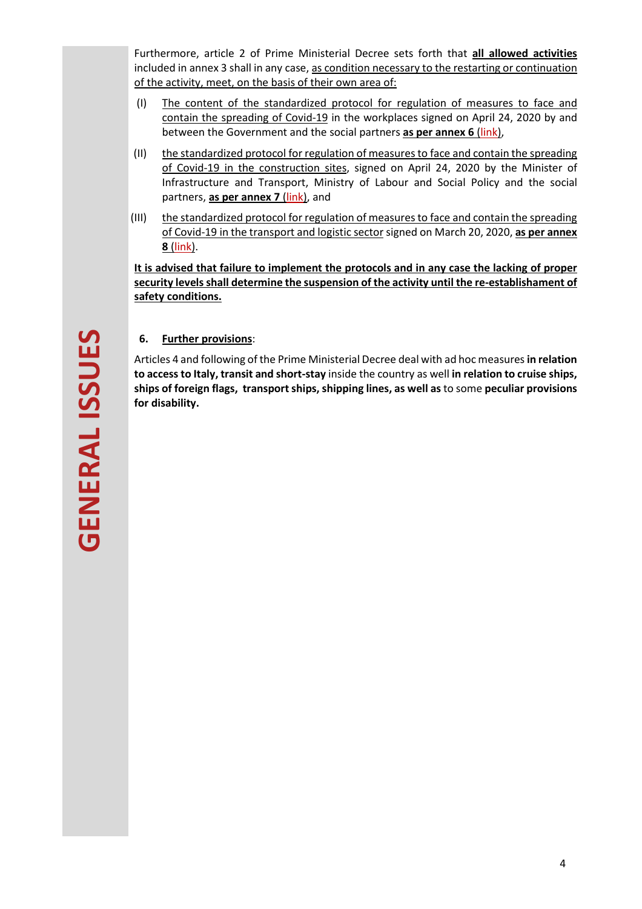Furthermore, article 2 of Prime Ministerial Decree sets forth that **all allowed activities** included in annex 3 shall in any case, as condition necessary to the restarting or continuation of the activity, meet, on the basis of their own area of:

(I) The content of the standardized protocol for regulation of measures to face and contain the spreading of Covid-19 in the workplaces signed on April 24, 2020 by and between the Government and the social partners **as per annex 6** (link),

(II) the standardized protocol for regulation of measures to face and contain the spreading of Covid-19 in the construction sites, signed on April 24, 2020 by the Minister of Infrastructure and Transport, Ministry of Labour and Social Policy and the social partners, **as per annex 7** (link), and

(III) the standardized protocol for regulation of measures to face and contain the spreading of Covid-19 in the transport and logistic sector signed on March 20, 2020, **as per annex 8** (link).

**It is advised that failure to implement the protocols and in any case the lacking of proper security levels shall determine the suspension of the activity until the re-establishament of safety conditions.**

GENERAL ISSUES

**6. Further provisions**:

Articles 4 and following of the Prime Ministerial Decree deal with ad hoc measures **in relation to access to Italy, transit and short-stay** inside the country as well **in relation to cruise ships, ships of foreign flags, transport ships, shipping lines, as well as** to some **peculiar provisions for disability.**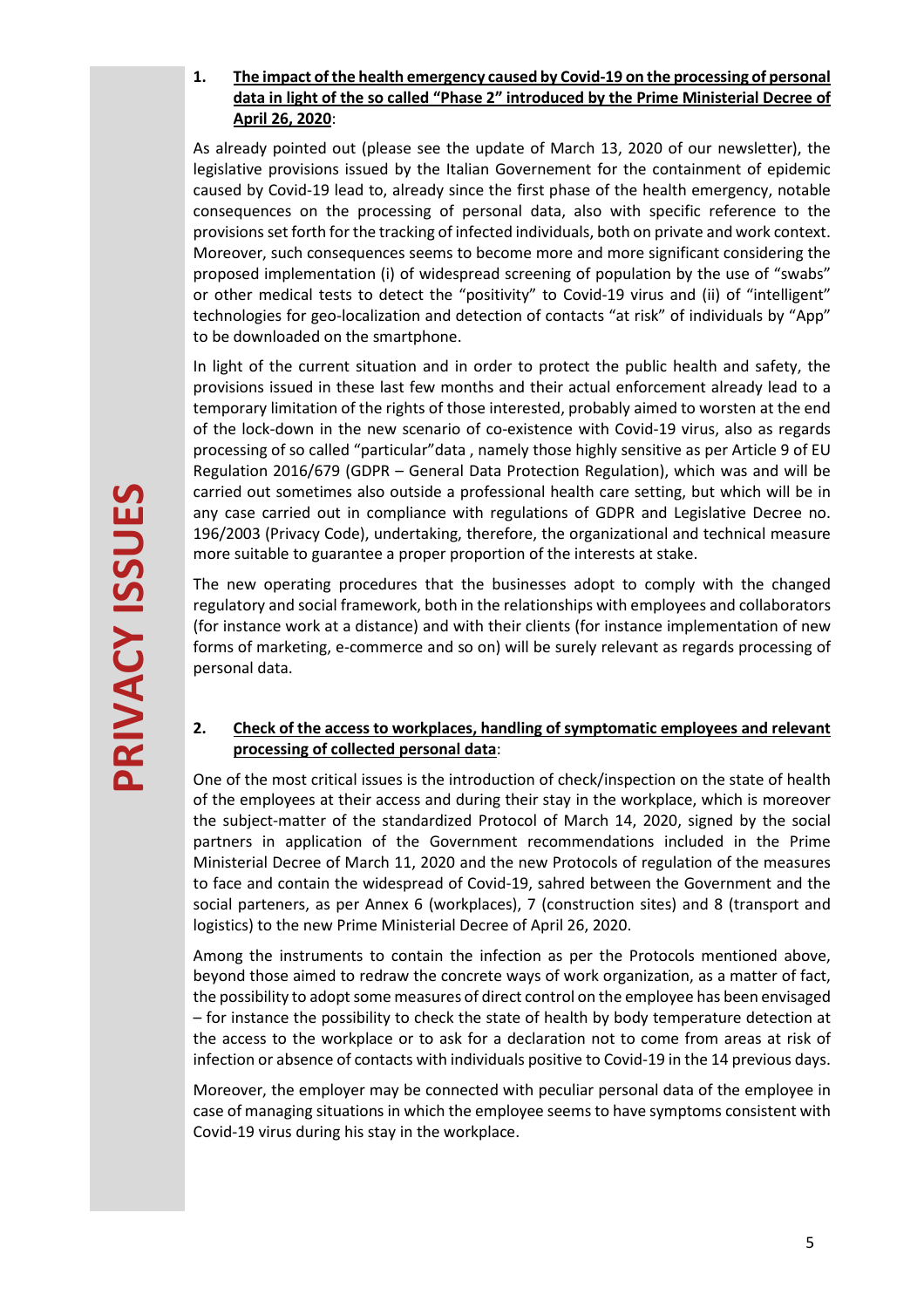# PRIVACY ISSUES

1. **<u>The impact of the health emergency caused by Covid-19 on the processing of personal data in light of the so called "Phase 2" introduced by the Prime Ministerial Decree of April 26, 2020</u>**:

As already pointed out (please see the update of March 13, 2020 of our newsletter), the legislative provisions issued by the Italian Governement for the containment of epidemic caused by Covid-19 lead to, already since the first phase of the health emergency, notable consequences on the processing of personal data, also with specific reference to the provisions set forth for the tracking of infected individuals, both on private and work context. Moreover, such consequences seems to become more and more significant considering the proposed implementation (i) of widespread screening of population by the use of "swabs" or other medical tests to detect the "positivity" to Covid-19 virus and (ii) of "intelligent" technologies for geo-localization and detection of contacts "at risk" of individuals by "App" to be downloaded on the smartphone.

In light of the current situation and in order to protect the public health and safety, the provisions issued in these last few months and their actual enforcement already lead to a temporary limitation of the rights of those interested, probably aimed to worsten at the end of the lock-down in the new scenario of co-existence with Covid-19 virus, also as regards processing of so called "particular"data , namely those highly sensitive as per Article 9 of EU Regulation 2016/679 (GDPR – General Data Protection Regulation), which was and will be carried out sometimes also outside a professional health care setting, but which will be in any case carried out in compliance with regulations of GDPR and Legislative Decree no. 196/2003 (Privacy Code), undertaking, therefore, the organizational and technical measure more suitable to guarantee a proper proportion of the interests at stake.

The new operating procedures that the businesses adopt to comply with the changed regulatory and social framework, both in the relationships with employees and collaborators (for instance work at a distance) and with their clients (for instance implementation of new forms of marketing, e-commerce and so on) will be surely relevant as regards processing of personal data.

2. **<u>Check of the access to workplaces, handling of symptomatic employees and relevant processing of collected personal data</u>**:

One of the most critical issues is the introduction of check/inspection on the state of health of the employees at their access and during their stay in the workplace, which is moreover the subject-matter of the standardized Protocol of March 14, 2020, signed by the social partners in application of the Government recommendations included in the Prime Ministerial Decree of March 11, 2020 and the new Protocols of regulation of the measures to face and contain the widespread of Covid-19, sahred between the Government and the social parteners, as per Annex 6 (workplaces), 7 (construction sites) and 8 (transport and logistics) to the new Prime Ministerial Decree of April 26, 2020.

Among the instruments to contain the infection as per the Protocols mentioned above, beyond those aimed to redraw the concrete ways of work organization, as a matter of fact, the possibility to adopt some measures of direct control on the employee has been envisaged – for instance the possibility to check the state of health by body temperature detection at the access to the workplace or to ask for a declaration not to come from areas at risk of infection or absence of contacts with individuals positive to Covid-19 in the 14 previous days.

Moreover, the employer may be connected with peculiar personal data of the employee in case of managing situations in which the employee seems to have symptoms consistent with Covid-19 virus during his stay in the workplace.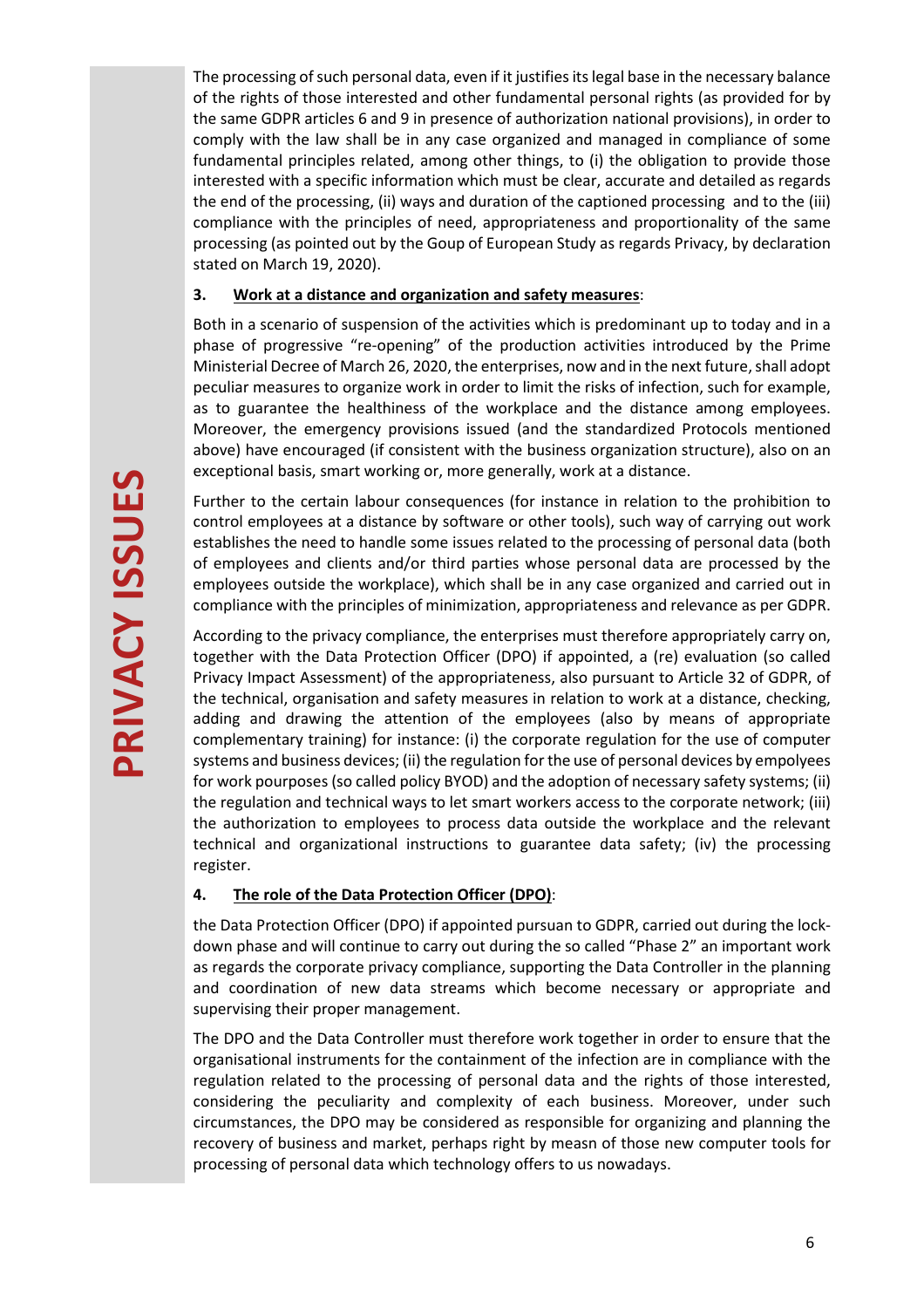The processing of such personal data, even if it justifies its legal base in the necessary balance of the rights of those interested and other fundamental personal rights (as provided for by the same GDPR articles 6 and 9 in presence of authorization national provisions), in order to comply with the law shall be in any case organized and managed in compliance of some fundamental principles related, among other things, to (i) the obligation to provide those interested with a specific information which must be clear, accurate and detailed as regards the end of the processing, (ii) ways and duration of the captioned processing and to the (iii) compliance with the principles of need, appropriateness and proportionality of the same processing (as pointed out by the Goup of European Study as regards Privacy, by declaration stated on March 19, 2020).

**3. <u>Work at a distance and organization and safety measures</u>**:

Both in a scenario of suspension of the activities which is predominant up to today and in a phase of progressive "re-opening" of the production activities introduced by the Prime Ministerial Decree of March 26, 2020, the enterprises, now and in the next future, shall adopt peculiar measures to organize work in order to limit the risks of infection, such for example, as to guarantee the healthiness of the workplace and the distance among employees. Moreover, the emergency provisions issued (and the standardized Protocols mentioned above) have encouraged (if consistent with the business organization structure), also on an exceptional basis, smart working or, more generally, work at a distance.

Further to the certain labour consequences (for instance in relation to the prohibition to control employees at a distance by software or other tools), such way of carrying out work establishes the need to handle some issues related to the processing of personal data (both of employees and clients and/or third parties whose personal data are processed by the employees outside the workplace), which shall be in any case organized and carried out in compliance with the principles of minimization, appropriateness and relevance as per GDPR.

According to the privacy compliance, the enterprises must therefore appropriately carry on, together with the Data Protection Officer (DPO) if appointed, a (re) evaluation (so called Privacy Impact Assessment) of the appropriateness, also pursuant to Article 32 of GDPR, of the technical, organisation and safety measures in relation to work at a distance, checking, adding and drawing the attention of the employees (also by means of appropriate complementary training) for instance: (i) the corporate regulation for the use of computer systems and business devices; (ii) the regulation for the use of personal devices by empolyees for work pourposes (so called policy BYOD) and the adoption of necessary safety systems; (ii) the regulation and technical ways to let smart workers access to the corporate network; (iii) the authorization to employees to process data outside the workplace and the relevant technical and organizational instructions to guarantee data safety; (iv) the processing register.

**4. <u>The role of the Data Protection Officer (DPO)</u>**:

the Data Protection Officer (DPO) if appointed pursuan to GDPR, carried out during the lock-down phase and will continue to carry out during the so called "Phase 2" an important work as regards the corporate privacy compliance, supporting the Data Controller in the planning and coordination of new data streams which become necessary or appropriate and supervising their proper management.

The DPO and the Data Controller must therefore work together in order to ensure that the organisational instruments for the containment of the infection are in compliance with the regulation related to the processing of personal data and the rights of those interested, considering the peculiarity and complexity of each business. Moreover, under such circumstances, the DPO may be considered as responsible for organizing and planning the recovery of business and market, perhaps right by measn of those new computer tools for processing of personal data which technology offers to us nowadays.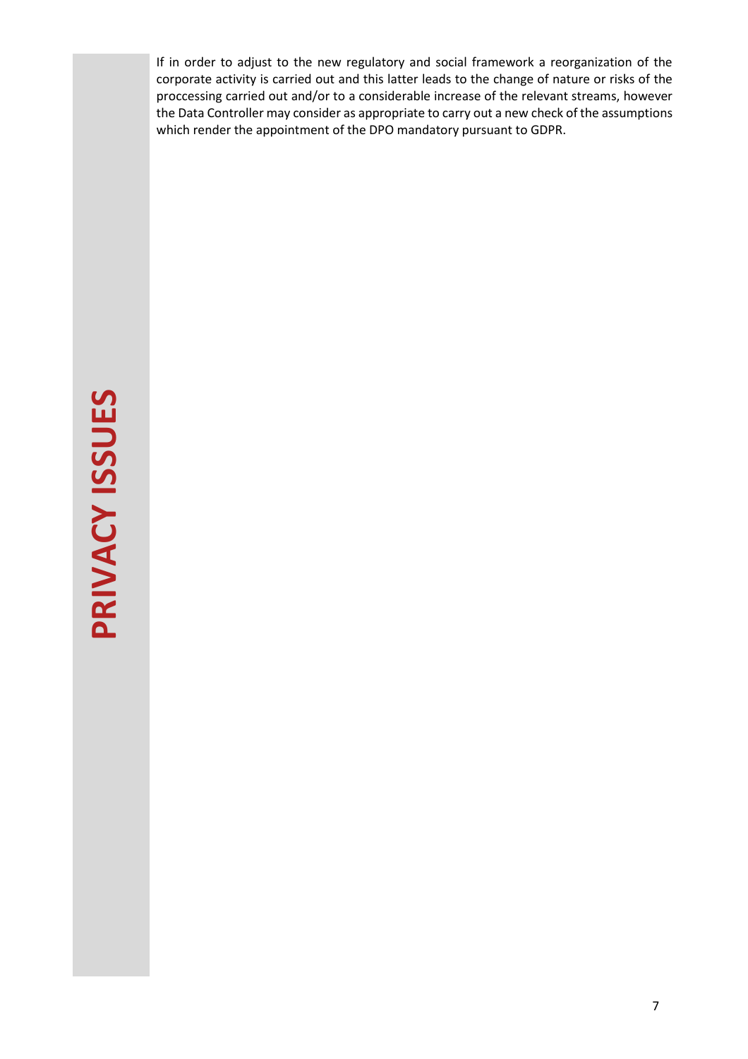If in order to adjust to the new regulatory and social framework a reorganization of the corporate activity is carried out and this latter leads to the change of nature or risks of the proccessing carried out and/or to a considerable increase of the relevant streams, however the Data Controller may consider as appropriate to carry out a new check of the assumptions which render the appointment of the DPO mandatory pursuant to GDPR.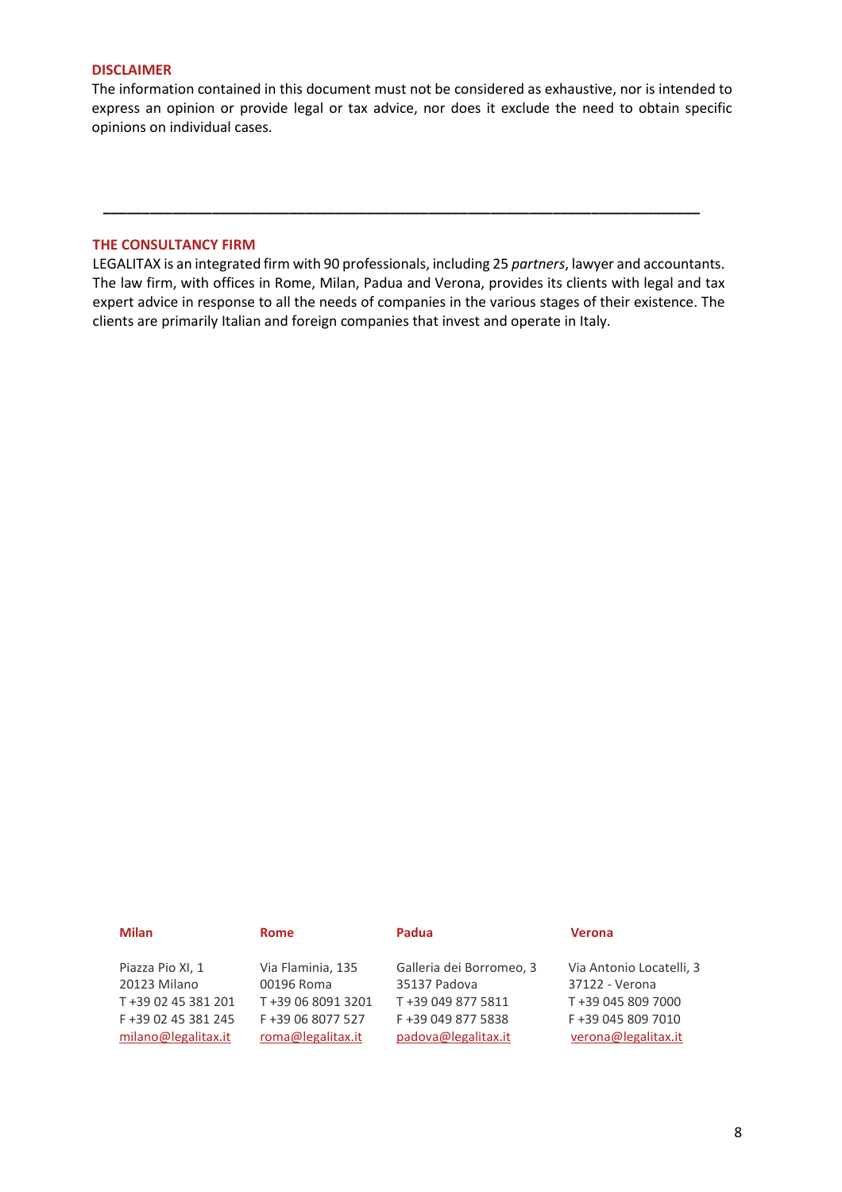## DISCLAIMER

The information contained in this document must not be considered as exhaustive, nor is intended to express an opinion or provide legal or tax advice, nor does it exclude the need to obtain specific opinions on individual cases.

---

## THE CONSULTANCY FIRM

LEGALITAX is an integrated firm with 90 professionals, including 25 *partners*, lawyer and accountants. The law firm, with offices in Rome, Milan, Padua and Verona, provides its clients with legal and tax expert advice in response to all the needs of companies in the various stages of their existence. The clients are primarily Italian and foreign companies that invest and operate in Italy.

**Milan**

Piazza Pio XI, 1
20123 Milano
T +39 02 45 381 201
F +39 02 45 381 245
milano@legalitax.it

**Rome**

Via Flaminia, 135
00196 Roma
T +39 06 8091 3201
F +39 06 8077 527
roma@legalitax.it

**Padua**

Galleria dei Borromeo, 3
35137 Padova
T +39 049 877 5811
F +39 049 877 5838
padova@legalitax.it

**Verona**

Via Antonio Locatelli, 3
37122 - Verona
T +39 045 809 7000
F +39 045 809 7010
verona@legalitax.it